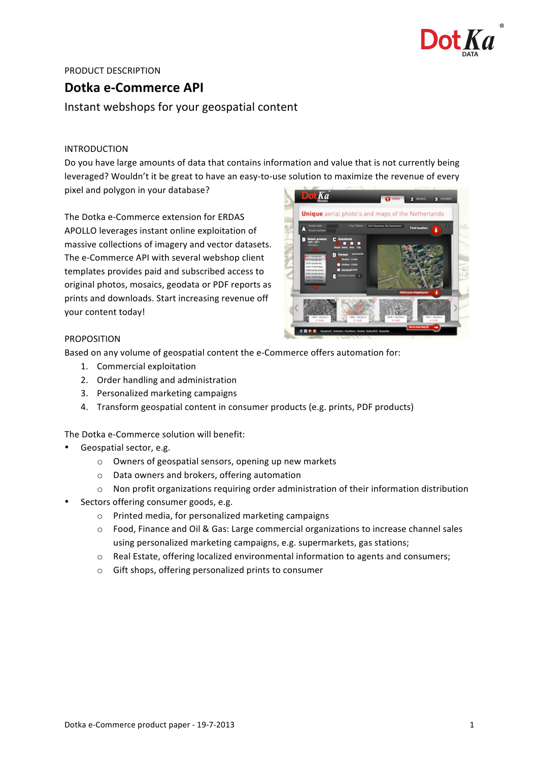PRODUCT DESCRIPTION

# Dotka e-Commerce API

## Instant webshops for your geospatial content

### INTRODUCTION

Do you have large amounts of data that contains information and value that is not currently being leveraged? Wouldn't it be great to have an easy-to-use solution to maximize the revenue of every pixel and polygon in your database?

The Dotka e-Commerce extension for ERDAS APOLLO leverages instant online exploitation of massive collections of imagery and vector datasets. The e-Commerce API with several webshop client templates provides paid and subscribed access to original photos, mosaics, geodata or PDF reports as prints and downloads. Start increasing revenue off your content today!

### PROPOSITION

Based on any volume of geospatial content the e-Commerce offers automation for:

1. Commercial exploitation
2. Order handling and administration
3. Personalized marketing campaigns
4. Transform geospatial content in consumer products (e.g. prints, PDF products)

The Dotka e-Commerce solution will benefit:

- Geospatial sector, e.g.
  - Owners of geospatial sensors, opening up new markets
  - Data owners and brokers, offering automation
  - Non profit organizations requiring order administration of their information distribution
- Sectors offering consumer goods, e.g.
  - Printed media, for personalized marketing campaigns
  - Food, Finance and Oil & Gas: Large commercial organizations to increase channel sales using personalized marketing campaigns, e.g. supermarkets, gas stations;
  - Real Estate, offering localized environmental information to agents and consumers;
  - Gift shops, offering personalized prints to consumer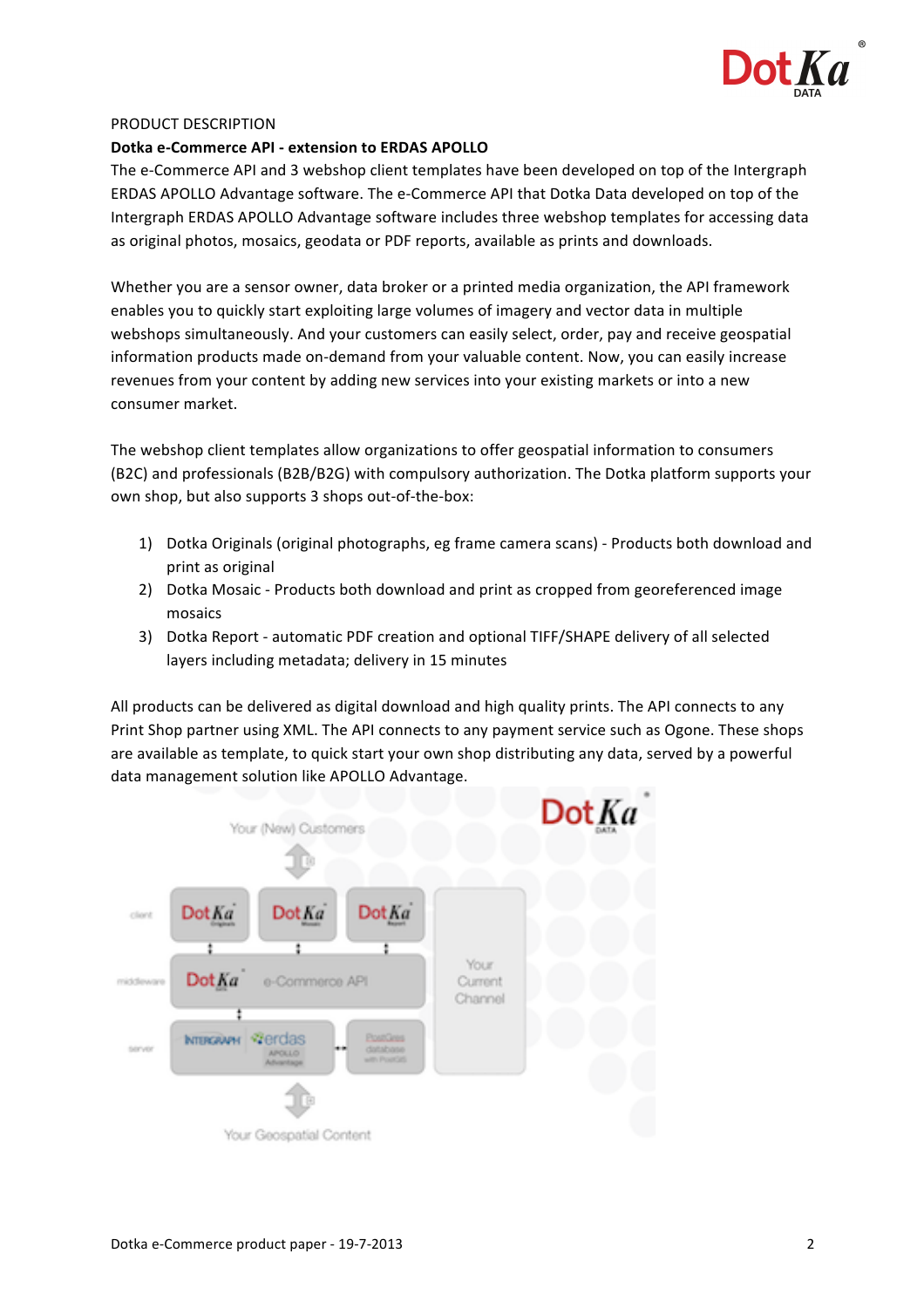PRODUCT DESCRIPTION

**Dotka e-Commerce API - extension to ERDAS APOLLO**

The e-Commerce API and 3 webshop client templates have been developed on top of the Intergraph ERDAS APOLLO Advantage software. The e-Commerce API that Dotka Data developed on top of the Intergraph ERDAS APOLLO Advantage software includes three webshop templates for accessing data as original photos, mosaics, geodata or PDF reports, available as prints and downloads.

Whether you are a sensor owner, data broker or a printed media organization, the API framework enables you to quickly start exploiting large volumes of imagery and vector data in multiple webshops simultaneously. And your customers can easily select, order, pay and receive geospatial information products made on-demand from your valuable content. Now, you can easily increase revenues from your content by adding new services into your existing markets or into a new consumer market.

The webshop client templates allow organizations to offer geospatial information to consumers (B2C) and professionals (B2B/B2G) with compulsory authorization. The Dotka platform supports your own shop, but also supports 3 shops out-of-the-box:

1) Dotka Originals (original photographs, eg frame camera scans) - Products both download and print as original
2) Dotka Mosaic - Products both download and print as cropped from georeferenced image mosaics
3) Dotka Report - automatic PDF creation and optional TIFF/SHAPE delivery of all selected layers including metadata; delivery in 15 minutes

All products can be delivered as digital download and high quality prints. The API connects to any Print Shop partner using XML. The API connects to any payment service such as Ogone. These shops are available as template, to quick start your own shop distributing any data, served by a powerful data management solution like APOLLO Advantage.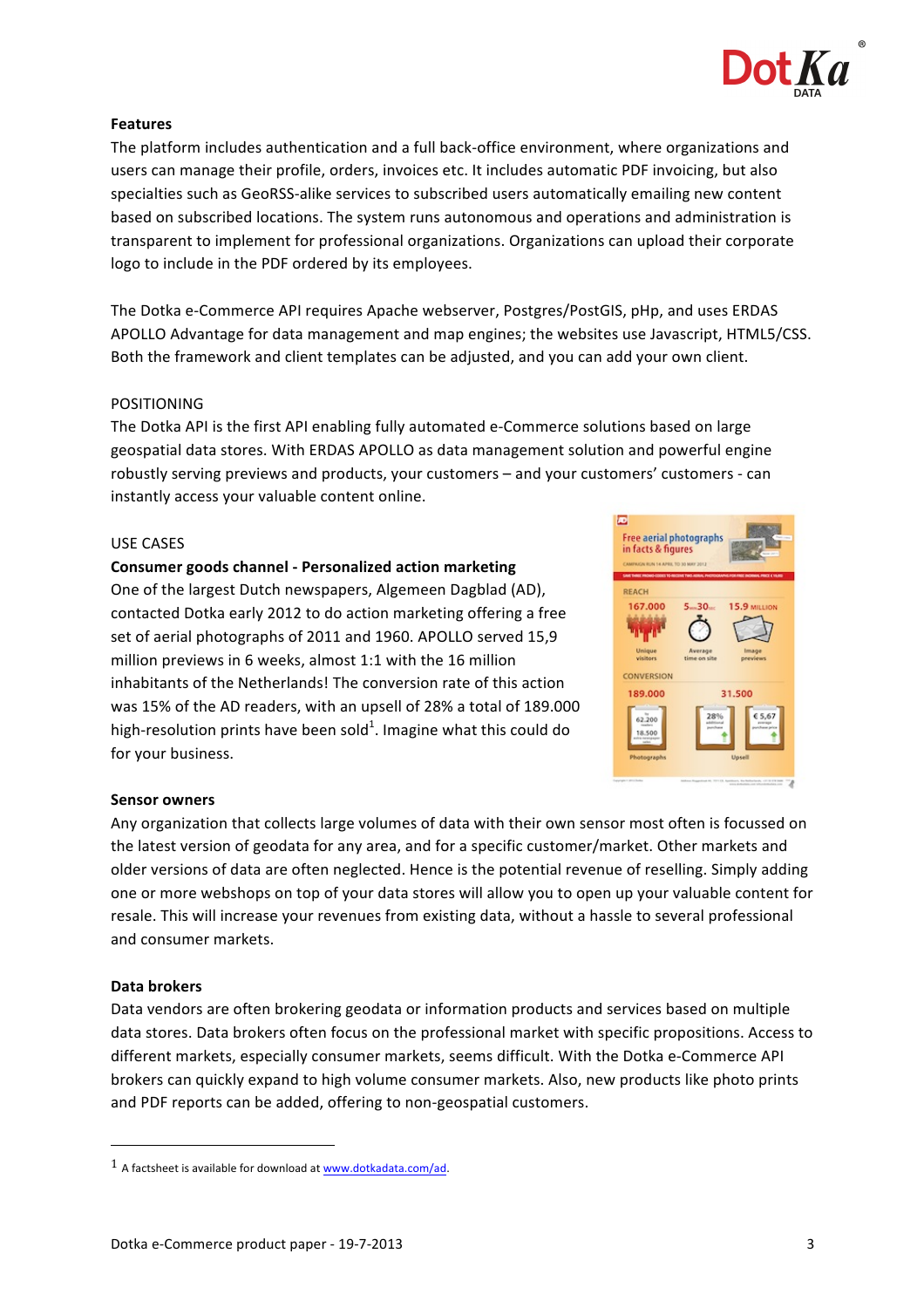**Features**

The platform includes authentication and a full back-office environment, where organizations and users can manage their profile, orders, invoices etc. It includes automatic PDF invoicing, but also specialties such as GeoRSS-alike services to subscribed users automatically emailing new content based on subscribed locations. The system runs autonomous and operations and administration is transparent to implement for professional organizations. Organizations can upload their corporate logo to include in the PDF ordered by its employees.

The Dotka e-Commerce API requires Apache webserver, Postgres/PostGIS, pHp, and uses ERDAS APOLLO Advantage for data management and map engines; the websites use Javascript, HTML5/CSS. Both the framework and client templates can be adjusted, and you can add your own client.

POSITIONING

The Dotka API is the first API enabling fully automated e-Commerce solutions based on large geospatial data stores. With ERDAS APOLLO as data management solution and powerful engine robustly serving previews and products, your customers – and your customers' customers - can instantly access your valuable content online.

USE CASES

**Consumer goods channel - Personalized action marketing**

One of the largest Dutch newspapers, Algemeen Dagblad (AD), contacted Dotka early 2012 to do action marketing offering a free set of aerial photographs of 2011 and 1960. APOLLO served 15,9 million previews in 6 weeks, almost 1:1 with the 16 million inhabitants of the Netherlands! The conversion rate of this action was 15% of the AD readers, with an upsell of 28% a total of 189.000 high-resolution prints have been sold[1]. Imagine what this could do for your business.

**Sensor owners**

Any organization that collects large volumes of data with their own sensor most often is focussed on the latest version of geodata for any area, and for a specific customer/market. Other markets and older versions of data are often neglected. Hence is the potential revenue of reselling. Simply adding one or more webshops on top of your data stores will allow you to open up your valuable content for resale. This will increase your revenues from existing data, without a hassle to several professional and consumer markets.

**Data brokers**

Data vendors are often brokering geodata or information products and services based on multiple data stores. Data brokers often focus on the professional market with specific propositions. Access to different markets, especially consumer markets, seems difficult. With the Dotka e-Commerce API brokers can quickly expand to high volume consumer markets. Also, new products like photo prints and PDF reports can be added, offering to non-geospatial customers.

[1] A factsheet is available for download at www.dotkadata.com/ad.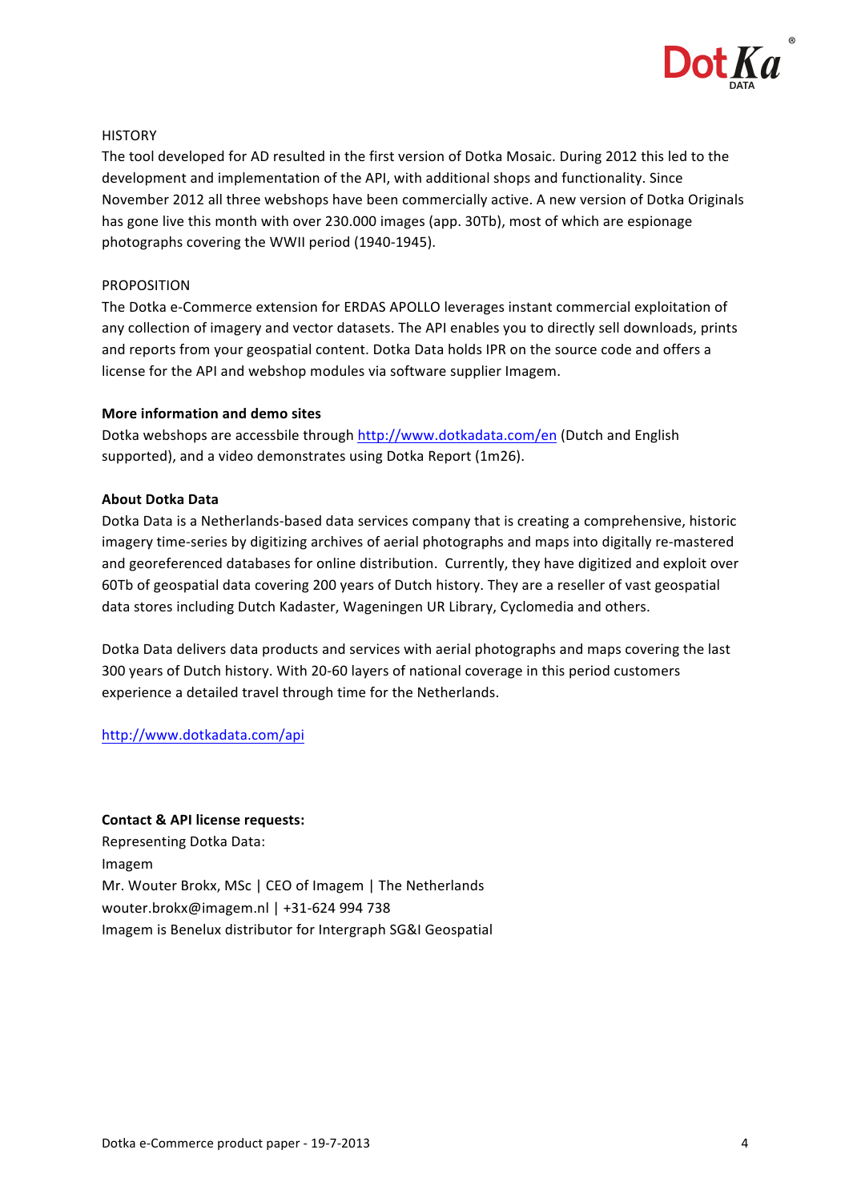HISTORY

The tool developed for AD resulted in the first version of Dotka Mosaic. During 2012 this led to the development and implementation of the API, with additional shops and functionality. Since November 2012 all three webshops have been commercially active. A new version of Dotka Originals has gone live this month with over 230.000 images (app. 30Tb), most of which are espionage photographs covering the WWII period (1940-1945).

PROPOSITION

The Dotka e-Commerce extension for ERDAS APOLLO leverages instant commercial exploitation of any collection of imagery and vector datasets. The API enables you to directly sell downloads, prints and reports from your geospatial content. Dotka Data holds IPR on the source code and offers a license for the API and webshop modules via software supplier Imagem.

**More information and demo sites**

Dotka webshops are accessbile through http://www.dotkadata.com/en (Dutch and English supported), and a video demonstrates using Dotka Report (1m26).

**About Dotka Data**

Dotka Data is a Netherlands-based data services company that is creating a comprehensive, historic imagery time-series by digitizing archives of aerial photographs and maps into digitally re-mastered and georeferenced databases for online distribution. Currently, they have digitized and exploit over 60Tb of geospatial data covering 200 years of Dutch history. They are a reseller of vast geospatial data stores including Dutch Kadaster, Wageningen UR Library, Cyclomedia and others.

Dotka Data delivers data products and services with aerial photographs and maps covering the last 300 years of Dutch history. With 20-60 layers of national coverage in this period customers experience a detailed travel through time for the Netherlands.

http://www.dotkadata.com/api

**Contact & API license requests:**

Representing Dotka Data:
Imagem
Mr. Wouter Brokx, MSc | CEO of Imagem | The Netherlands
wouter.brokx@imagem.nl | +31-624 994 738
Imagem is Benelux distributor for Intergraph SG&I Geospatial